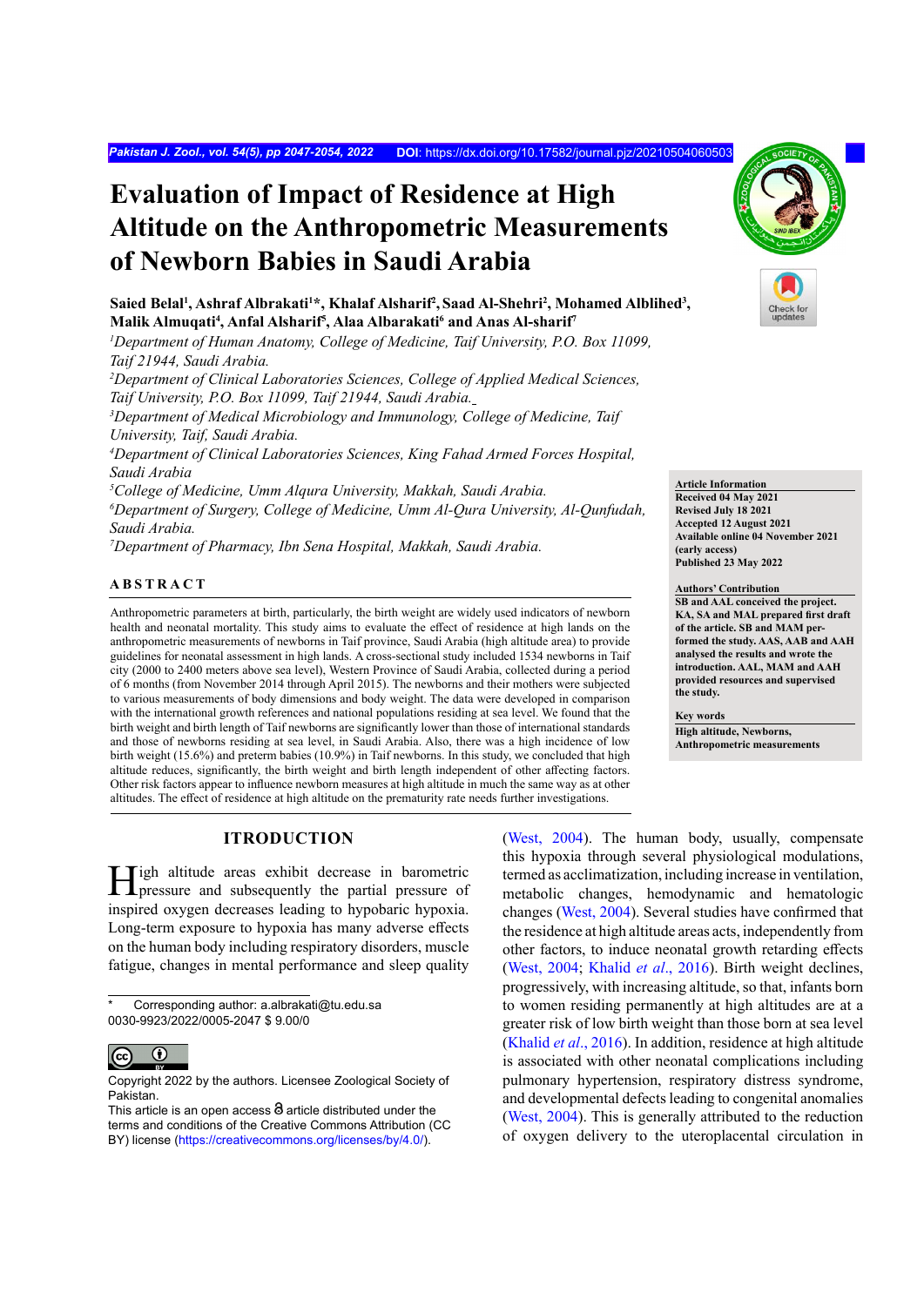# Evaluation of Impact of Residence at High Altitude on the Anthropometric Measurements of Newborn Babies in Saudi Arabia

**Saied Belal[1], Ashraf Albrakati[1]*, Khalaf Alsharif[2], Saad Al-Shehri[2], Mohamed Alblihed[3], Malik Almuqati[4], Anfal Alsharif[5], Alaa Albarakati[6] and Anas Al-sharif[7]**

*[1]Department of Human Anatomy, College of Medicine, Taif University, P.O. Box 11099, Taif 21944, Saudi Arabia.*
*[2]Department of Clinical Laboratories Sciences, College of Applied Medical Sciences, Taif University, P.O. Box 11099, Taif 21944, Saudi Arabia.*
*[3]Department of Medical Microbiology and Immunology, College of Medicine, Taif University, Taif, Saudi Arabia.*
*[4]Department of Clinical Laboratories Sciences, King Fahad Armed Forces Hospital, Saudi Arabia*
*[5]College of Medicine, Umm Alqura University, Makkah, Saudi Arabia.*
*[6]Department of Surgery, College of Medicine, Umm Al-Qura University, Al-Qunfudah, Saudi Arabia.*
*[7]Department of Pharmacy, Ibn Sena Hospital, Makkah, Saudi Arabia.*

**Article Information**
**Received 04 May 2021**
**Revised July 18 2021**
**Accepted 12 August 2021**
**Available online 04 November 2021 (early access)**
**Published 23 May 2022**

**Authors' Contribution**
**SB and AAL conceived the project. KA, SA and MAL prepared first draft of the article. SB and MAM performed the study. AAS, AAB and AAH analysed the results and wrote the introduction. AAL, MAM and AAH provided resources and supervised the study.**

**Key words**
**High altitude, Newborns, Anthropometric measurements**

## ABSTRACT

Anthropometric parameters at birth, particularly, the birth weight are widely used indicators of newborn health and neonatal mortality. This study aims to evaluate the effect of residence at high lands on the anthropometric measurements of newborns in Taif province, Saudi Arabia (high altitude area) to provide guidelines for neonatal assessment in high lands. A cross-sectional study included 1534 newborns in Taif city (2000 to 2400 meters above sea level), Western Province of Saudi Arabia, collected during a period of 6 months (from November 2014 through April 2015). The newborns and their mothers were subjected to various measurements of body dimensions and body weight. The data were developed in comparison with the international growth references and national populations residing at sea level. We found that the birth weight and birth length of Taif newborns are significantly lower than those of international standards and those of newborns residing at sea level, in Saudi Arabia. Also, there was a high incidence of low birth weight (15.6%) and preterm babies (10.9%) in Taif newborns. In this study, we concluded that high altitude reduces, significantly, the birth weight and birth length independent of other affecting factors. Other risk factors appear to influence newborn measures at high altitude in much the same way as at other altitudes. The effect of residence at high altitude on the prematurity rate needs further investigations.

## ITRODUCTION

High altitude areas exhibit decrease in barometric pressure and subsequently the partial pressure of inspired oxygen decreases leading to hypobaric hypoxia. Long-term exposure to hypoxia has many adverse effects on the human body including respiratory disorders, muscle fatigue, changes in mental performance and sleep quality (West, 2004). The human body, usually, compensate this hypoxia through several physiological modulations, termed as acclimatization, including increase in ventilation, metabolic changes, hemodynamic and hematologic changes (West, 2004). Several studies have confirmed that the residence at high altitude areas acts, independently from other factors, to induce neonatal growth retarding effects (West, 2004; Khalid *et al*., 2016). Birth weight declines, progressively, with increasing altitude, so that, infants born to women residing permanently at high altitudes are at a greater risk of low birth weight than those born at sea level (Khalid *et al*., 2016). In addition, residence at high altitude is associated with other neonatal complications including pulmonary hypertension, respiratory distress syndrome, and developmental defects leading to congenital anomalies (West, 2004). This is generally attributed to the reduction of oxygen delivery to the uteroplacental circulation in

\* Corresponding author: a.albrakati@tu.edu.sa
0030-9923/2022/0005-2047 $ 9.00/0

Copyright 2022 by the authors. Licensee Zoological Society of Pakistan.
This article is an open access article distributed under the terms and conditions of the Creative Commons Attribution (CC BY) license (https://creativecommons.org/licenses/by/4.0/).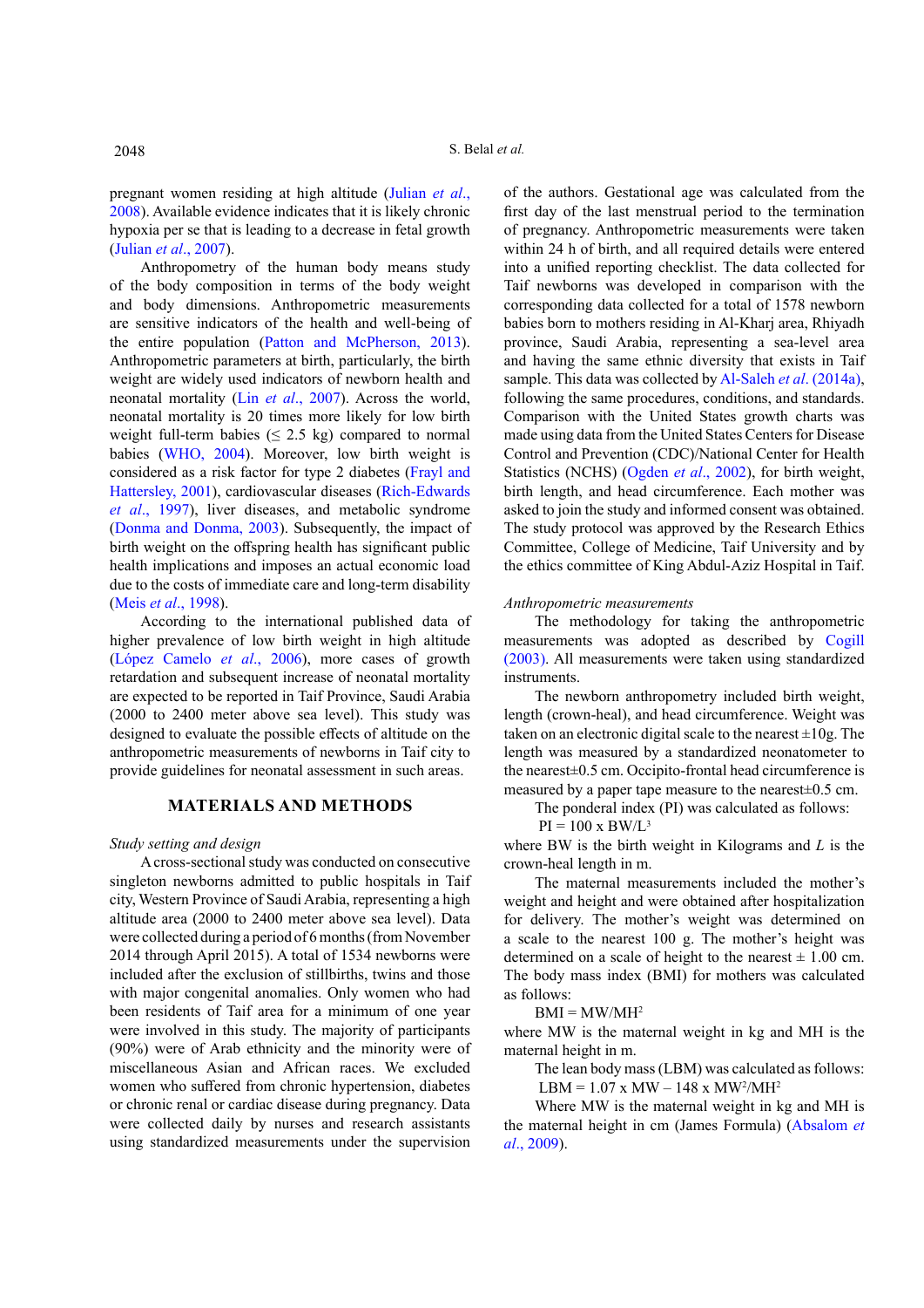pregnant women residing at high altitude (Julian *et al*., 2008). Available evidence indicates that it is likely chronic hypoxia per se that is leading to a decrease in fetal growth (Julian *et al*., 2007).

Anthropometry of the human body means study of the body composition in terms of the body weight and body dimensions. Anthropometric measurements are sensitive indicators of the health and well-being of the entire population (Patton and McPherson, 2013). Anthropometric parameters at birth, particularly, the birth weight are widely used indicators of newborn health and neonatal mortality (Lin *et al*., 2007). Across the world, neonatal mortality is 20 times more likely for low birth weight full-term babies (≤ 2.5 kg) compared to normal babies (WHO, 2004). Moreover, low birth weight is considered as a risk factor for type 2 diabetes (Frayl and Hattersley, 2001), cardiovascular diseases (Rich-Edwards *et al*., 1997), liver diseases, and metabolic syndrome (Donma and Donma, 2003). Subsequently, the impact of birth weight on the offspring health has significant public health implications and imposes an actual economic load due to the costs of immediate care and long-term disability (Meis *et al*., 1998).

According to the international published data of higher prevalence of low birth weight in high altitude (López Camelo *et al*., 2006), more cases of growth retardation and subsequent increase of neonatal mortality are expected to be reported in Taif Province, Saudi Arabia (2000 to 2400 meter above sea level). This study was designed to evaluate the possible effects of altitude on the anthropometric measurements of newborns in Taif city to provide guidelines for neonatal assessment in such areas.

## MATERIALS AND METHODS

### *Study setting and design*

A cross-sectional study was conducted on consecutive singleton newborns admitted to public hospitals in Taif city, Western Province of Saudi Arabia, representing a high altitude area (2000 to 2400 meter above sea level). Data were collected during a period of 6 months (from November 2014 through April 2015). A total of 1534 newborns were included after the exclusion of stillbirths, twins and those with major congenital anomalies. Only women who had been residents of Taif area for a minimum of one year were involved in this study. The majority of participants (90%) were of Arab ethnicity and the minority were of miscellaneous Asian and African races. We excluded women who suffered from chronic hypertension, diabetes or chronic renal or cardiac disease during pregnancy. Data were collected daily by nurses and research assistants using standardized measurements under the supervision of the authors. Gestational age was calculated from the first day of the last menstrual period to the termination of pregnancy. Anthropometric measurements were taken within 24 h of birth, and all required details were entered into a unified reporting checklist. The data collected for Taif newborns was developed in comparison with the corresponding data collected for a total of 1578 newborn babies born to mothers residing in Al-Kharj area, Rhiyadh province, Saudi Arabia, representing a sea-level area and having the same ethnic diversity that exists in Taif sample. This data was collected by Al-Saleh *et al*. (2014a), following the same procedures, conditions, and standards. Comparison with the United States growth charts was made using data from the United States Centers for Disease Control and Prevention (CDC)/National Center for Health Statistics (NCHS) (Ogden *et al*., 2002), for birth weight, birth length, and head circumference. Each mother was asked to join the study and informed consent was obtained. The study protocol was approved by the Research Ethics Committee, College of Medicine, Taif University and by the ethics committee of King Abdul-Aziz Hospital in Taif.

### *Anthropometric measurements*

The methodology for taking the anthropometric measurements was adopted as described by Cogill (2003). All measurements were taken using standardized instruments.

The newborn anthropometry included birth weight, length (crown-heal), and head circumference. Weight was taken on an electronic digital scale to the nearest ±10g. The length was measured by a standardized neonatometer to the nearest±0.5 cm. Occipito-frontal head circumference is measured by a paper tape measure to the nearest± 0.5 cm.

The ponderal index (PI) was calculated as follows:

$$PI = 100 \times BW/L^3$$

where BW is the birth weight in Kilograms and $L$ is the crown-heal length in m.

The maternal measurements included the mother's weight and height and were obtained after hospitalization for delivery. The mother's weight was determined on a scale to the nearest 100 g. The mother's height was determined on a scale of height to the nearest ± 1.00 cm. The body mass index (BMI) for mothers was calculated as follows:

$$BMI = MW/MH^2$$

where MW is the maternal weight in kg and MH is the maternal height in m.

The lean body mass (LBM) was calculated as follows:

$$LBM = 1.07 \times MW - 148 \times MW^2/MH^2$$

Where MW is the maternal weight in kg and MH is the maternal height in cm (James Formula) (Absalom *et al*., 2009).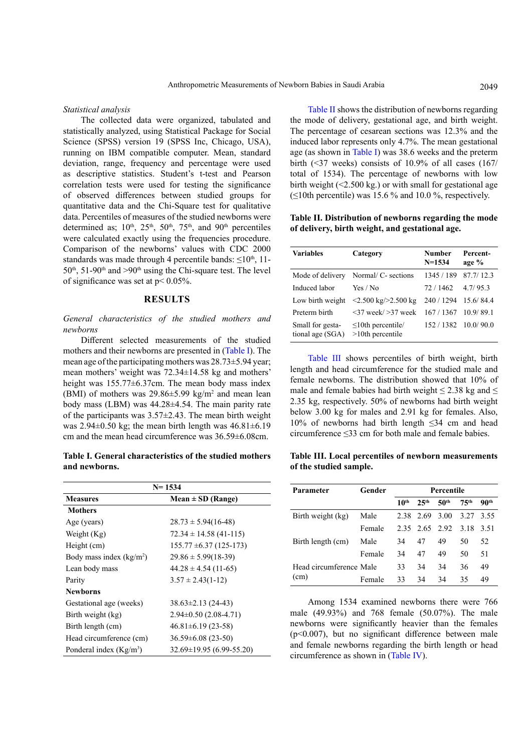*Statistical analysis*

The collected data were organized, tabulated and statistically analyzed, using Statistical Package for Social Science (SPSS) version 19 (SPSS Inc, Chicago, USA), running on IBM compatible computer. Mean, standard deviation, range, frequency and percentage were used as descriptive statistics. Student's t-test and Pearson correlation tests were used for testing the significance of observed differences between studied groups for quantitative data and the Chi-Square test for qualitative data. Percentiles of measures of the studied newborns were determined as; $10^{th}$, $25^{th}$, $50^{th}$, $75^{th}$, and $90^{th}$ percentiles were calculated exactly using the frequencies procedure. Comparison of the newborns' values with CDC 2000 standards was made through 4 percentile bands: $\leq 10^{th}$, 11-$50^{th}$, 51-$90^{th}$ and $>90^{th}$ using the Chi-square test. The level of significance was set at $p< 0.05\%$.

## RESULTS

*General characteristics of the studied mothers and newborns*

Different selected measurements of the studied mothers and their newborns are presented in (Table I). The mean age of the participating mothers was 28.73±5.94 year; mean mothers' weight was 72.34±14.58 kg and mothers' height was 155.77±6.37cm. The mean body mass index (BMI) of mothers was 29.86±5.99 kg/m$^2$ and mean lean body mass (LBM) was 44.28±4.54. The main parity rate of the participants was 3.57±2.43. The mean birth weight was 2.94±0.50 kg; the mean birth length was 46.81±6.19 cm and the mean head circumference was 36.59±6.08cm.

**Table I. General characteristics of the studied mothers and newborns.**

| N= 1534 | |
|---|---|
| **Measures** | **Mean ± SD (Range)** |
| **Mothers** | |
| Age (years) | 28.73 ± 5.94(16-48) |
| Weight (Kg) | 72.34 ± 14.58 (41-115) |
| Height (cm) | 155.77 ±6.37 (125-173) |
| Body mass index (kg/m$^2$) | 29.86 ± 5.99(18-39) |
| Lean body mass | 44.28 ± 4.54 (11-65) |
| Parity | 3.57 ± 2.43(1-12) |
| **Newborns** | |
| Gestational age (weeks) | 38.63±2.13 (24-43) |
| Birth weight (kg) | 2.94±0.50 (2.08-4.71) |
| Birth length (cm) | 46.81±6.19 (23-58) |
| Head circumference (cm) | 36.59±6.08 (23-50) |
| Ponderal index (Kg/m$^3$) | 32.69±19.95 (6.99-55.20) |

Table II shows the distribution of newborns regarding the mode of delivery, gestational age, and birth weight. The percentage of cesarean sections was 12.3% and the induced labor represents only 4.7%. The mean gestational age (as shown in Table I) was 38.6 weeks and the preterm birth (<37 weeks) consists of 10.9% of all cases (167/ total of 1534). The percentage of newborns with low birth weight (<2.500 kg.) or with small for gestational age (≤10th percentile) was 15.6 % and 10.0 %, respectively.

**Table II. Distribution of newborns regarding the mode of delivery, birth weight, and gestational age.**

| Variables | Category | Number N=1534 | Percent-age % |
|---|---|---|---|
| Mode of delivery | Normal/ C- sections | 1345 / 189 | 87.7/ 12.3 |
| Induced labor | Yes / No | 72 / 1462 | 4.7/ 95.3 |
| Low birth weight | <2.500 kg/>2.500 kg | 240 / 1294 | 15.6/ 84.4 |
| Preterm birth | <37 week/ >37 week | 167 / 1367 | 10.9/ 89.1 |
| Small for gesta-tional age (SGA) | ≤10th percentile/ >10th percentile | 152 / 1382 | 10.0/ 90.0 |

Table III shows percentiles of birth weight, birth length and head circumference for the studied male and female newborns. The distribution showed that 10% of male and female babies had birth weight ≤ 2.38 kg and ≤ 2.35 kg, respectively. 50% of newborns had birth weight below 3.00 kg for males and 2.91 kg for females. Also, 10% of newborns had birth length ≤34 cm and head circumference ≤33 cm for both male and female babies.

**Table III. Local percentiles of newborn measurements of the studied sample.**

| Parameter | Gender | Percentile | | | | |
|---|---|---|---|---|---|---|
| | | $10^{th}$ | $25^{th}$ | $50^{th}$ | $75^{th}$ | $90^{th}$ |
| Birth weight (kg) | Male | 2.38 | 2.69 | 3.00 | 3.27 | 3.55 |
| | Female | 2.35 | 2.65 | 2.92 | 3.18 | 3.51 |
| Birth length (cm) | Male | 34 | 47 | 49 | 50 | 52 |
| | Female | 34 | 47 | 49 | 50 | 51 |
| Head circumference (cm) | Male | 33 | 34 | 34 | 36 | 49 |
| | Female | 33 | 34 | 34 | 35 | 49 |

Among 1534 examined newborns there were 766 male (49.93%) and 768 female (50.07%). The male newborns were significantly heavier than the females ($p<0.007$), but no significant difference between male and female newborns regarding the birth length or head circumference as shown in (Table IV).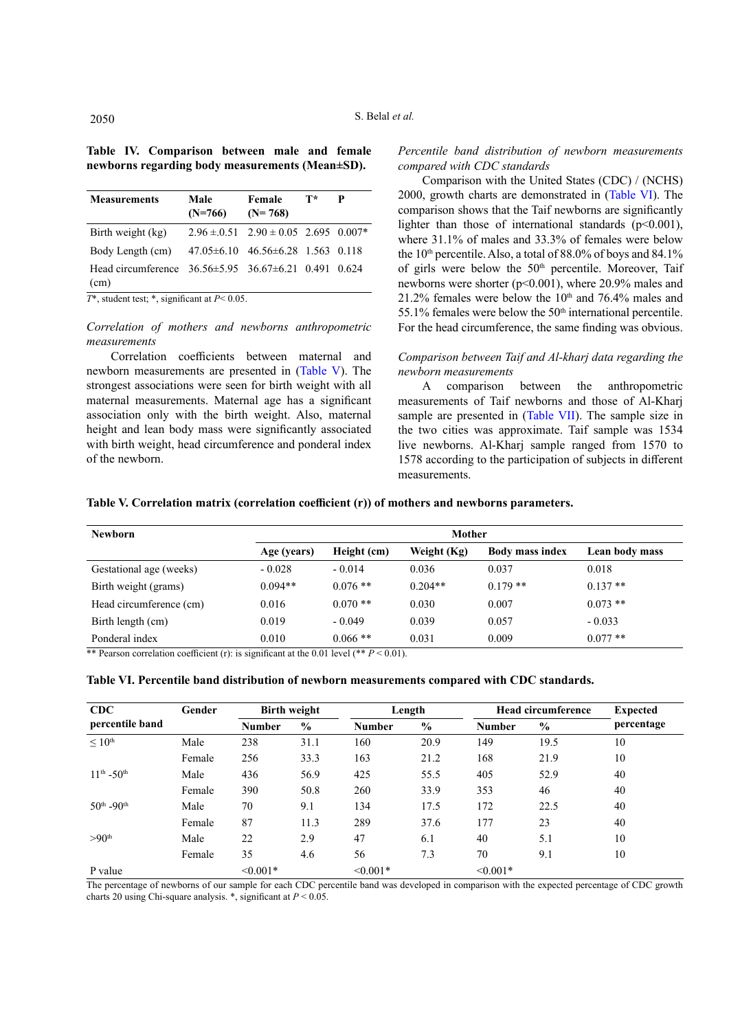**Table IV. Comparison between male and female newborns regarding body measurements (Mean±SD).**

| Measurements | Male (N=766) | Female (N= 768) | T* | P |
|---|---|---|---|---|
| Birth weight (kg) | 2.96 ±.0.51 | 2.90 ± 0.05 | 2.695 | 0.007* |
| Body Length (cm) | 47.05±6.10 | 46.56±6.28 | 1.563 | 0.118 |
| Head circumference (cm) | 36.56±5.95 | 36.67±6.21 | 0.491 | 0.624 |

*T**, student test; *, significant at $P < 0.05$.

*Correlation of mothers and newborns anthropometric measurements*

Correlation coefficients between maternal and newborn measurements are presented in (Table V). The strongest associations were seen for birth weight with all maternal measurements. Maternal age has a significant association only with the birth weight. Also, maternal height and lean body mass were significantly associated with birth weight, head circumference and ponderal index of the newborn.

*Percentile band distribution of newborn measurements compared with CDC standards*

Comparison with the United States (CDC) / (NCHS) 2000, growth charts are demonstrated in (Table VI). The comparison shows that the Taif newborns are significantly lighter than those of international standards ($p<0.001$), where 31.1% of males and 33.3% of females were below the 10th percentile. Also, a total of 88.0% of boys and 84.1% of girls were below the 50th percentile. Moreover, Taif newborns were shorter ($p<0.001$), where 20.9% males and 21.2% females were below the 10th and 76.4% males and 55.1% females were below the 50th international percentile. For the head circumference, the same finding was obvious.

*Comparison between Taif and Al-kharj data regarding the newborn measurements*

A comparison between the anthropometric measurements of Taif newborns and those of Al-Kharj sample are presented in (Table VII). The sample size in the two cities was approximate. Taif sample was 1534 live newborns. Al-Kharj sample ranged from 1570 to 1578 according to the participation of subjects in different measurements.

**Table V. Correlation matrix (correlation coefficient (r)) of mothers and newborns parameters.**

| Newborn | Mother | | | | |
|---|---|---|---|---|---|
| | Age (years) | Height (cm) | Weight (Kg) | Body mass index | Lean body mass |
| Gestational age (weeks) | - 0.028 | - 0.014 | 0.036 | 0.037 | 0.018 |
| Birth weight (grams) | 0.094** | 0.076 ** | 0.204** | 0.179 ** | 0.137 ** |
| Head circumference (cm) | 0.016 | 0.070 ** | 0.030 | 0.007 | 0.073 ** |
| Birth length (cm) | 0.019 | - 0.049 | 0.039 | 0.057 | - 0.033 |
| Ponderal index | 0.010 | 0.066 ** | 0.031 | 0.009 | 0.077 ** |

** Pearson correlation coefficient (r): is significant at the 0.01 level (** $P < 0.01$).

**Table VI. Percentile band distribution of newborn measurements compared with CDC standards.**

| CDC percentile band | Gender | Birth weight | | Length | | Head circumference | | Expected percentage |
|---|---|---|---|---|---|---|---|---|
| | | Number | % | Number | % | Number | % | |
| ≤ 10th | Male | 238 | 31.1 | 160 | 20.9 | 149 | 19.5 | 10 |
| | Female | 256 | 33.3 | 163 | 21.2 | 168 | 21.9 | 10 |
| 11th -50th | Male | 436 | 56.9 | 425 | 55.5 | 405 | 52.9 | 40 |
| | Female | 390 | 50.8 | 260 | 33.9 | 353 | 46 | 40 |
| 50th -90th | Male | 70 | 9.1 | 134 | 17.5 | 172 | 22.5 | 40 |
| | Female | 87 | 11.3 | 289 | 37.6 | 177 | 23 | 40 |
| >90th | Male | 22 | 2.9 | 47 | 6.1 | 40 | 5.1 | 10 |
| | Female | 35 | 4.6 | 56 | 7.3 | 70 | 9.1 | 10 |
| P value | | <0.001* | | <0.001* | | <0.001* | | |

The percentage of newborns of our sample for each CDC percentile band was developed in comparison with the expected percentage of CDC growth charts 20 using Chi-square analysis. *, significant at $P < 0.05$.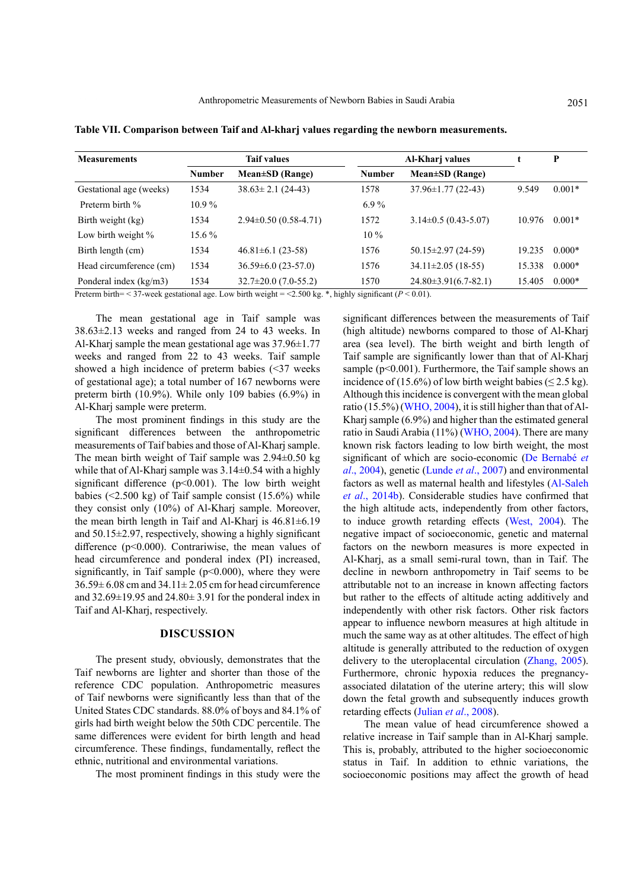**Table VII. Comparison between Taif and Al-kharj values regarding the newborn measurements.**

| Measurements | Taif values | | Al-Kharj values | | t | P |
|---|---|---|---|---|---|---|
| | Number | Mean±SD (Range) | Number | Mean±SD (Range) | | |
| Gestational age (weeks) | 1534 | 38.63± 2.1 (24-43) | 1578 | 37.96±1.77 (22-43) | 9.549 | 0.001* |
| Preterm birth % | 10.9 % | | 6.9 % | | | |
| Birth weight (kg) | 1534 | 2.94±0.50 (0.58-4.71) | 1572 | 3.14±0.5 (0.43-5.07) | 10.976 | 0.001* |
| Low birth weight % | 15.6 % | | 10 % | | | |
| Birth length (cm) | 1534 | 46.81±6.1 (23-58) | 1576 | 50.15±2.97 (24-59) | 19.235 | 0.000* |
| Head circumference (cm) | 1534 | 36.59±6.0 (23-57.0) | 1576 | 34.11±2.05 (18-55) | 15.338 | 0.000* |
| Ponderal index (kg/m3) | 1534 | 32.7±20.0 (7.0-55.2) | 1570 | 24.80±3.91(6.7-82.1) | 15.405 | 0.000* |

Preterm birth= < 37-week gestational age. Low birth weight = <2.500 kg. *, highly significant ($P < 0.01$).

The mean gestational age in Taif sample was 38.63±2.13 weeks and ranged from 24 to 43 weeks. In Al-Kharj sample the mean gestational age was 37.96±1.77 weeks and ranged from 22 to 43 weeks. Taif sample showed a high incidence of preterm babies (<37 weeks of gestational age); a total number of 167 newborns were preterm birth (10.9%). While only 109 babies (6.9%) in Al-Kharj sample were preterm.

The most prominent findings in this study are the significant differences between the anthropometric measurements of Taif babies and those of Al-Kharj sample. The mean birth weight of Taif sample was 2.94±0.50 kg while that of Al-Kharj sample was 3.14±0.54 with a highly significant difference ($p<0.001$). The low birth weight babies (<2.500 kg) of Taif sample consist (15.6%) while they consist only (10%) of Al-Kharj sample. Moreover, the mean birth length in Taif and Al-Kharj is 46.81±6.19 and 50.15±2.97, respectively, showing a highly significant difference ($p<0.000$). Contrariwise, the mean values of head circumference and ponderal index (PI) increased, significantly, in Taif sample ($p<0.000$), where they were 36.59± 6.08 cm and 34.11± 2.05 cm for head circumference and 32.69±19.95 and 24.80± 3.91 for the ponderal index in Taif and Al-Kharj, respectively.

## DISCUSSION

The present study, obviously, demonstrates that the Taif newborns are lighter and shorter than those of the reference CDC population. Anthropometric measures of Taif newborns were significantly less than that of the United States CDC standards. 88.0% of boys and 84.1% of girls had birth weight below the 50th CDC percentile. The same differences were evident for birth length and head circumference. These findings, fundamentally, reflect the ethnic, nutritional and environmental variations.

The most prominent findings in this study were the significant differences between the measurements of Taif (high altitude) newborns compared to those of Al-Kharj area (sea level). The birth weight and birth length of Taif sample are significantly lower than that of Al-Kharj sample ($p<0.001$). Furthermore, the Taif sample shows an incidence of (15.6%) of low birth weight babies (≤ 2.5 kg). Although this incidence is convergent with the mean global ratio (15.5%) (WHO, 2004), it is still higher than that of Al-Kharj sample (6.9%) and higher than the estimated general ratio in Saudi Arabia (11%) (WHO, 2004). There are many known risk factors leading to low birth weight, the most significant of which are socio-economic (De Bernabé *et al*., 2004), genetic (Lunde *et al*., 2007) and environmental factors as well as maternal health and lifestyles (Al-Saleh *et al*., 2014b). Considerable studies have confirmed that the high altitude acts, independently from other factors, to induce growth retarding effects (West, 2004). The negative impact of socioeconomic, genetic and maternal factors on the newborn measures is more expected in Al-Kharj, as a small semi-rural town, than in Taif. The decline in newborn anthropometry in Taif seems to be attributable not to an increase in known affecting factors but rather to the effects of altitude acting additively and independently with other risk factors. Other risk factors appear to influence newborn measures at high altitude in much the same way as at other altitudes. The effect of high altitude is generally attributed to the reduction of oxygen delivery to the uteroplacental circulation (Zhang, 2005). Furthermore, chronic hypoxia reduces the pregnancy-associated dilatation of the uterine artery; this will slow down the fetal growth and subsequently induces growth retarding effects (Julian *et al*., 2008).

The mean value of head circumference showed a relative increase in Taif sample than in Al-Kharj sample. This is, probably, attributed to the higher socioeconomic status in Taif. In addition to ethnic variations, the socioeconomic positions may affect the growth of head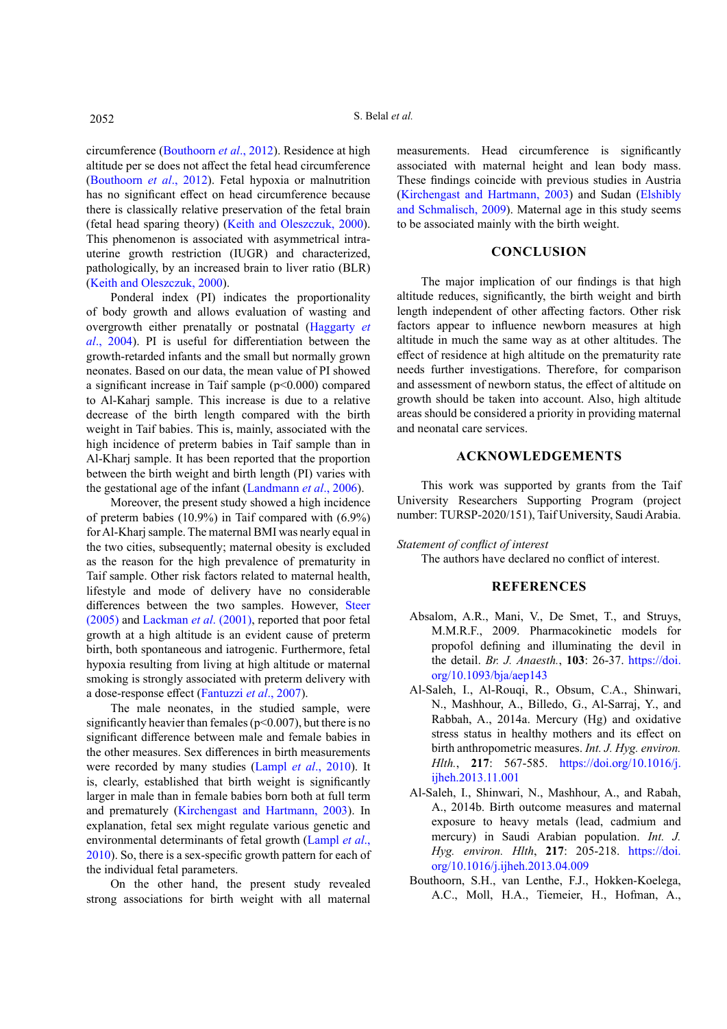circumference (Bouthoorn *et al*., 2012). Residence at high altitude per se does not affect the fetal head circumference (Bouthoorn *et al*., 2012). Fetal hypoxia or malnutrition has no significant effect on head circumference because there is classically relative preservation of the fetal brain (fetal head sparing theory) (Keith and Oleszczuk, 2000). This phenomenon is associated with asymmetrical intra-uterine growth restriction (IUGR) and characterized, pathologically, by an increased brain to liver ratio (BLR) (Keith and Oleszczuk, 2000).

Ponderal index (PI) indicates the proportionality of body growth and allows evaluation of wasting and overgrowth either prenatally or postnatal (Haggarty *et al*., 2004). PI is useful for differentiation between the growth-retarded infants and the small but normally grown neonates. Based on our data, the mean value of PI showed a significant increase in Taif sample ($p<0.000$) compared to Al-Kaharj sample. This increase is due to a relative decrease of the birth length compared with the birth weight in Taif babies. This is, mainly, associated with the high incidence of preterm babies in Taif sample than in Al-Kharj sample. It has been reported that the proportion between the birth weight and birth length (PI) varies with the gestational age of the infant (Landmann *et al*., 2006).

Moreover, the present study showed a high incidence of preterm babies (10.9%) in Taif compared with (6.9%) for Al-Kharj sample. The maternal BMI was nearly equal in the two cities, subsequently; maternal obesity is excluded as the reason for the high prevalence of prematurity in Taif sample. Other risk factors related to maternal health, lifestyle and mode of delivery have no considerable differences between the two samples. However, Steer (2005) and Lackman *et al*. (2001), reported that poor fetal growth at a high altitude is an evident cause of preterm birth, both spontaneous and iatrogenic. Furthermore, fetal hypoxia resulting from living at high altitude or maternal smoking is strongly associated with preterm delivery with a dose-response effect (Fantuzzi *et al*., 2007).

The male neonates, in the studied sample, were significantly heavier than females ($p<0.007$), but there is no significant difference between male and female babies in the other measures. Sex differences in birth measurements were recorded by many studies (Lampl *et al*., 2010). It is, clearly, established that birth weight is significantly larger in male than in female babies born both at full term and prematurely (Kirchengast and Hartmann, 2003). In explanation, fetal sex might regulate various genetic and environmental determinants of fetal growth (Lampl *et al*., 2010). So, there is a sex-specific growth pattern for each of the individual fetal parameters.

On the other hand, the present study revealed strong associations for birth weight with all maternal measurements. Head circumference is significantly associated with maternal height and lean body mass. These findings coincide with previous studies in Austria (Kirchengast and Hartmann, 2003) and Sudan (Elshibly and Schmalisch, 2009). Maternal age in this study seems to be associated mainly with the birth weight.

## CONCLUSION

The major implication of our findings is that high altitude reduces, significantly, the birth weight and birth length independent of other affecting factors. Other risk factors appear to influence newborn measures at high altitude in much the same way as at other altitudes. The effect of residence at high altitude on the prematurity rate needs further investigations. Therefore, for comparison and assessment of newborn status, the effect of altitude on growth should be taken into account. Also, high altitude areas should be considered a priority in providing maternal and neonatal care services.

## ACKNOWLEDGEMENTS

This work was supported by grants from the Taif University Researchers Supporting Program (project number: TURSP-2020/151), Taif University, Saudi Arabia.

*Statement of conflict of interest*

The authors have declared no conflict of interest.

## REFERENCES

Absalom, A.R., Mani, V., De Smet, T., and Struys, M.M.R.F., 2009. Pharmacokinetic models for propofol defining and illuminating the devil in the detail. *Br. J. Anaesth.*, **103**: 26-37. https://doi.org/10.1093/bja/aep143

Al-Saleh, I., Al-Rouqi, R., Obsum, C.A., Shinwari, N., Mashhour, A., Billedo, G., Al-Sarraj, Y., and Rabbah, A., 2014a. Mercury (Hg) and oxidative stress status in healthy mothers and its effect on birth anthropometric measures. *Int. J. Hyg. environ. Hlth.*, **217**: 567-585. https://doi.org/10.1016/j.ijheh.2013.11.001

Al-Saleh, I., Shinwari, N., Mashhour, A., and Rabah, A., 2014b. Birth outcome measures and maternal exposure to heavy metals (lead, cadmium and mercury) in Saudi Arabian population. *Int. J. Hyg. environ. Hlth*, **217**: 205-218. https://doi.org/10.1016/j.ijheh.2013.04.009

Bouthoorn, S.H., van Lenthe, F.J., Hokken-Koelega, A.C., Moll, H.A., Tiemeier, H., Hofman, A.,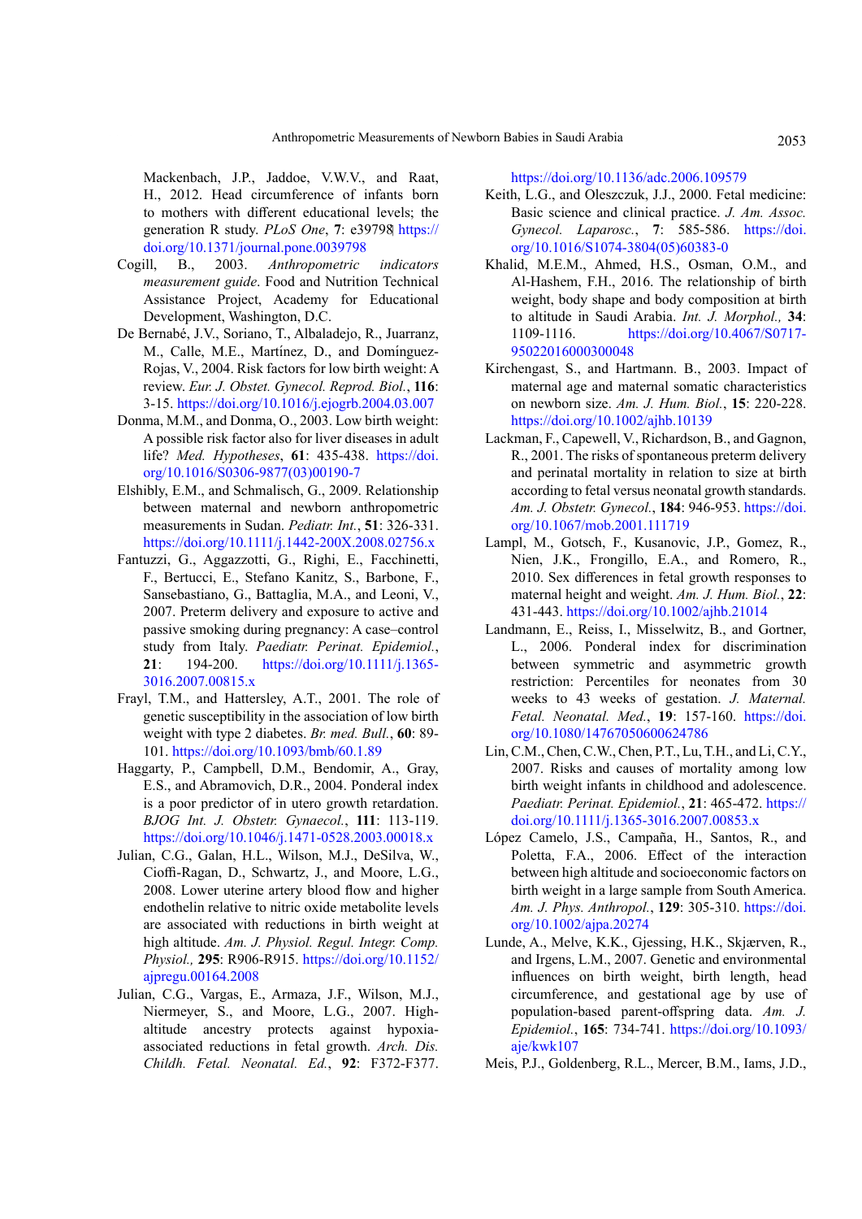Mackenbach, J.P., Jaddoe, V.W.V., and Raat, H., 2012. Head circumference of infants born to mothers with different educational levels; the generation R study. *PLoS One*, **7**: e39798| https://doi.org/10.1371/journal.pone.0039798

Cogill, B., 2003. *Anthropometric indicators measurement guide*. Food and Nutrition Technical Assistance Project, Academy for Educational Development, Washington, D.C.

De Bernabé, J.V., Soriano, T., Albaladejo, R., Juarranz, M., Calle, M.E., Martínez, D., and Domínguez-Rojas, V., 2004. Risk factors for low birth weight: A review. *Eur. J. Obstet. Gynecol. Reprod. Biol.*, **116**: 3-15. https://doi.org/10.1016/j.ejogrb.2004.03.007

Donma, M.M., and Donma, O., 2003. Low birth weight: A possible risk factor also for liver diseases in adult life? *Med. Hypotheses*, **61**: 435-438. https://doi.org/10.1016/S0306-9877(03)00190-7

Elshibly, E.M., and Schmalisch, G., 2009. Relationship between maternal and newborn anthropometric measurements in Sudan. *Pediatr. Int.*, **51**: 326-331. https://doi.org/10.1111/j.1442-200X.2008.02756.x

Fantuzzi, G., Aggazzotti, G., Righi, E., Facchinetti, F., Bertucci, E., Stefano Kanitz, S., Barbone, F., Sansebastiano, G., Battaglia, M.A., and Leoni, V., 2007. Preterm delivery and exposure to active and passive smoking during pregnancy: A case–control study from Italy. *Paediatr. Perinat. Epidemiol.*, **21**: 194-200. https://doi.org/10.1111/j.1365-3016.2007.00815.x

Frayl, T.M., and Hattersley, A.T., 2001. The role of genetic susceptibility in the association of low birth weight with type 2 diabetes. *Br. med. Bull.*, **60**: 89-101. https://doi.org/10.1093/bmb/60.1.89

Haggarty, P., Campbell, D.M., Bendomir, A., Gray, E.S., and Abramovich, D.R., 2004. Ponderal index is a poor predictor of in utero growth retardation. *BJOG Int. J. Obstetr. Gynaecol.*, **111**: 113-119. https://doi.org/10.1046/j.1471-0528.2003.00018.x

Julian, C.G., Galan, H.L., Wilson, M.J., DeSilva, W., Cioffi-Ragan, D., Schwartz, J., and Moore, L.G., 2008. Lower uterine artery blood flow and higher endothelin relative to nitric oxide metabolite levels are associated with reductions in birth weight at high altitude. *Am. J. Physiol. Regul. Integr. Comp. Physiol.*, **295**: R906-R915. https://doi.org/10.1152/ajpregu.00164.2008

Julian, C.G., Vargas, E., Armaza, J.F., Wilson, M.J., Niermeyer, S., and Moore, L.G., 2007. High-altitude ancestry protects against hypoxia-associated reductions in fetal growth. *Arch. Dis. Childh. Fetal. Neonatal. Ed.*, **92**: F372-F377. https://doi.org/10.1136/adc.2006.109579

Keith, L.G., and Oleszczuk, J.J., 2000. Fetal medicine: Basic science and clinical practice. *J. Am. Assoc. Gynecol. Laparosc.*, **7**: 585-586. https://doi.org/10.1016/S1074-3804(05)60383-0

Khalid, M.E.M., Ahmed, H.S., Osman, O.M., and Al-Hashem, F.H., 2016. The relationship of birth weight, body shape and body composition at birth to altitude in Saudi Arabia. *Int. J. Morphol.*, **34**: 1109-1116. https://doi.org/10.4067/S0717-95022016000300048

Kirchengast, S., and Hartmann. B., 2003. Impact of maternal age and maternal somatic characteristics on newborn size. *Am. J. Hum. Biol.*, **15**: 220-228. https://doi.org/10.1002/ajhb.10139

Lackman, F., Capewell, V., Richardson, B., and Gagnon, R., 2001. The risks of spontaneous preterm delivery and perinatal mortality in relation to size at birth according to fetal versus neonatal growth standards. *Am. J. Obstetr. Gynecol.*, **184**: 946-953. https://doi.org/10.1067/mob.2001.111719

Lampl, M., Gotsch, F., Kusanovic, J.P., Gomez, R., Nien, J.K., Frongillo, E.A., and Romero, R., 2010. Sex differences in fetal growth responses to maternal height and weight. *Am. J. Hum. Biol.*, **22**: 431-443. https://doi.org/10.1002/ajhb.21014

Landmann, E., Reiss, I., Misselwitz, B., and Gortner, L., 2006. Ponderal index for discrimination between symmetric and asymmetric growth restriction: Percentiles for neonates from 30 weeks to 43 weeks of gestation. *J. Maternal. Fetal. Neonatal. Med.*, **19**: 157-160. https://doi.org/10.1080/14767050600624786

Lin, C.M., Chen, C.W., Chen, P.T., Lu, T.H., and Li, C.Y., 2007. Risks and causes of mortality among low birth weight infants in childhood and adolescence. *Paediatr. Perinat. Epidemiol.*, **21**: 465-472. https://doi.org/10.1111/j.1365-3016.2007.00853.x

López Camelo, J.S., Campaña, H., Santos, R., and Poletta, F.A., 2006. Effect of the interaction between high altitude and socioeconomic factors on birth weight in a large sample from South America. *Am. J. Phys. Anthropol.*, **129**: 305-310. https://doi.org/10.1002/ajpa.20274

Lunde, A., Melve, K.K., Gjessing, H.K., Skjærven, R., and Irgens, L.M., 2007. Genetic and environmental influences on birth weight, birth length, head circumference, and gestational age by use of population-based parent-offspring data. *Am. J. Epidemiol.*, **165**: 734-741. https://doi.org/10.1093/aje/kwk107

Meis, P.J., Goldenberg, R.L., Mercer, B.M., Iams, J.D.,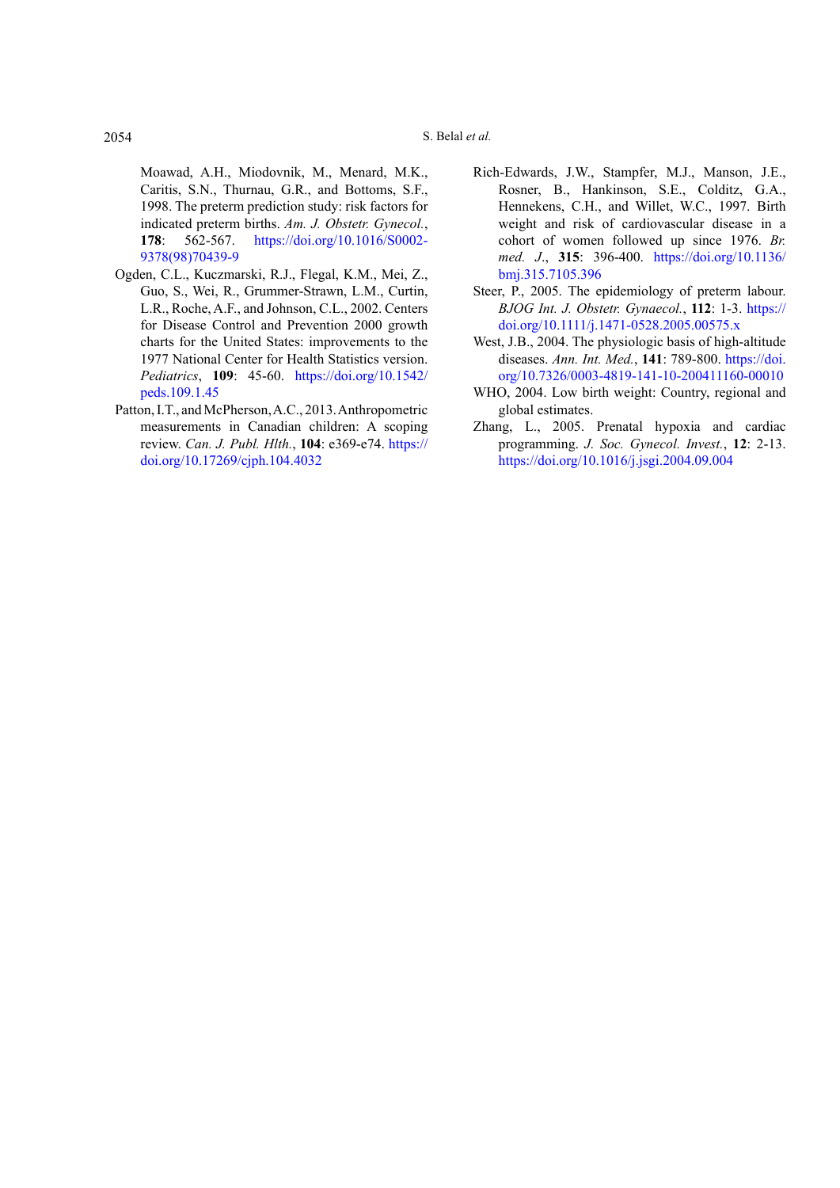Moawad, A.H., Miodovnik, M., Menard, M.K., Caritis, S.N., Thurnau, G.R., and Bottoms, S.F., 1998. The preterm prediction study: risk factors for indicated preterm births. *Am. J. Obstetr. Gynecol.*, **178**: 562-567. https://doi.org/10.1016/S0002-9378(98)70439-9

Ogden, C.L., Kuczmarski, R.J., Flegal, K.M., Mei, Z., Guo, S., Wei, R., Grummer-Strawn, L.M., Curtin, L.R., Roche, A.F., and Johnson, C.L., 2002. Centers for Disease Control and Prevention 2000 growth charts for the United States: improvements to the 1977 National Center for Health Statistics version. *Pediatrics*, **109**: 45-60. https://doi.org/10.1542/peds.109.1.45

Patton, I.T., and McPherson, A.C., 2013. Anthropometric measurements in Canadian children: A scoping review. *Can. J. Publ. Hlth.*, **104**: e369-e74. https://doi.org/10.17269/cjph.104.4032

Rich-Edwards, J.W., Stampfer, M.J., Manson, J.E., Rosner, B., Hankinson, S.E., Colditz, G.A., Hennekens, C.H., and Willet, W.C., 1997. Birth weight and risk of cardiovascular disease in a cohort of women followed up since 1976. *Br. med. J.*, **315**: 396-400. https://doi.org/10.1136/bmj.315.7105.396

Steer, P., 2005. The epidemiology of preterm labour. *BJOG Int. J. Obstetr. Gynaecol.*, **112**: 1-3. https://doi.org/10.1111/j.1471-0528.2005.00575.x

West, J.B., 2004. The physiologic basis of high-altitude diseases. *Ann. Int. Med.*, **141**: 789-800. https://doi.org/10.7326/0003-4819-141-10-200411160-00010

WHO, 2004. Low birth weight: Country, regional and global estimates.

Zhang, L., 2005. Prenatal hypoxia and cardiac programming. *J. Soc. Gynecol. Invest.*, **12**: 2-13. https://doi.org/10.1016/j.jsgi.2004.09.004